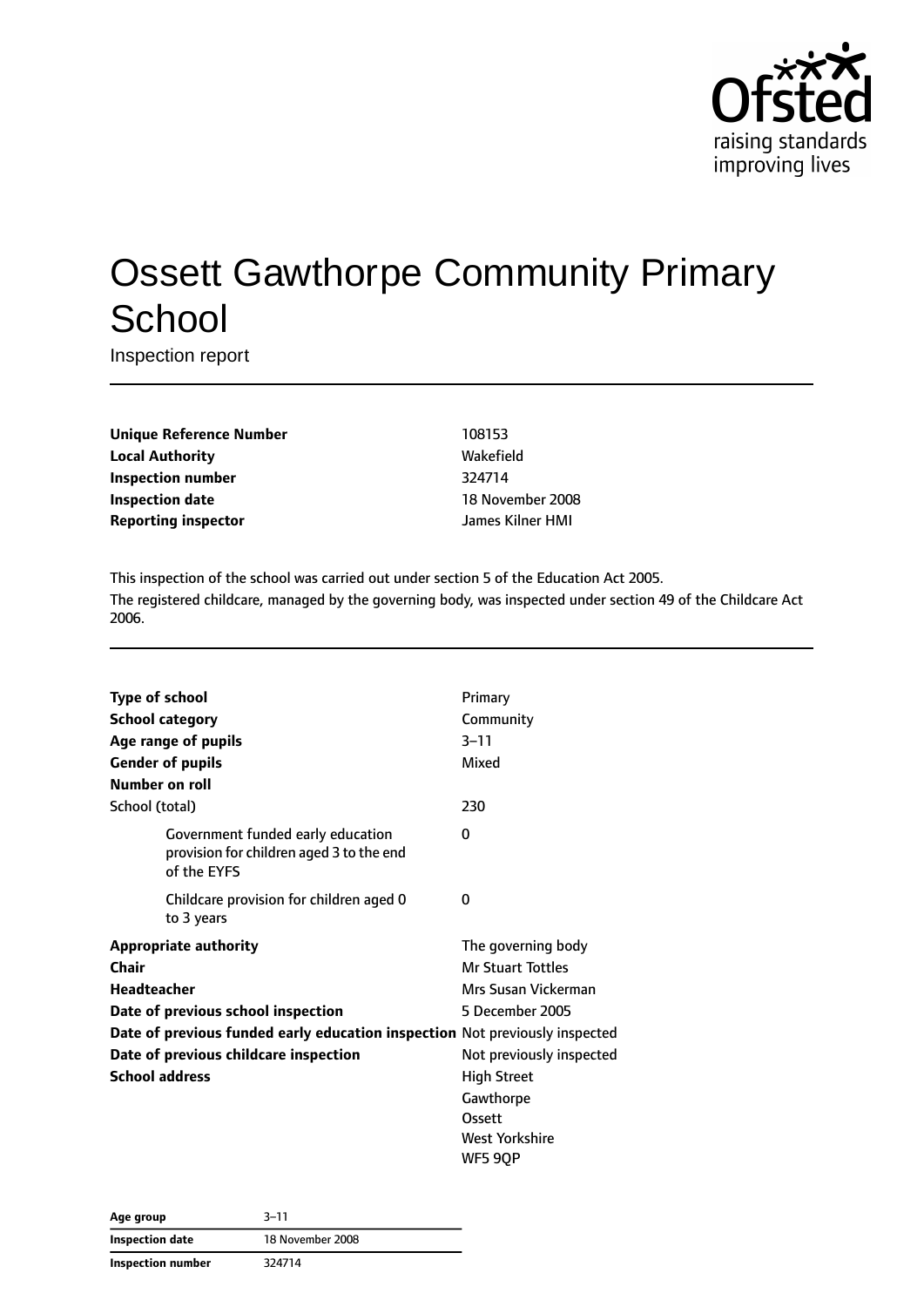# Ossett Gawthorpe Community Primary School

Inspection report

| | |
|---|---|
| **Unique Reference Number** | 108153 |
| **Local Authority** | Wakefield |
| **Inspection number** | 324714 |
| **Inspection date** | 18 November 2008 |
| **Reporting inspector** | James Kilner HMI |

This inspection of the school was carried out under section 5 of the Education Act 2005.

The registered childcare, managed by the governing body, was inspected under section 49 of the Childcare Act 2006.

| | |
|---|---|
| **Type of school** | Primary |
| **School category** | Community |
| **Age range of pupils** | 3–11 |
| **Gender of pupils** | Mixed |
| **Number on roll** | |
| School (total) | 230 |
| Government funded early education provision for children aged 3 to the end of the EYFS | 0 |
| Childcare provision for children aged 0 to 3 years | 0 |
| **Appropriate authority** | The governing body |
| **Chair** | Mr Stuart Tottles |
| **Headteacher** | Mrs Susan Vickerman |
| **Date of previous school inspection** | 5 December 2005 |
| **Date of previous funded early education inspection** | Not previously inspected |
| **Date of previous childcare inspection** | Not previously inspected |
| **School address** | High Street<br>Gawthorpe<br>Ossett<br>West Yorkshire<br>WF5 9QP |

| | |
|---|---|
| **Age group** | 3–11 |
| **Inspection date** | 18 November 2008 |
| **Inspection number** | 324714 |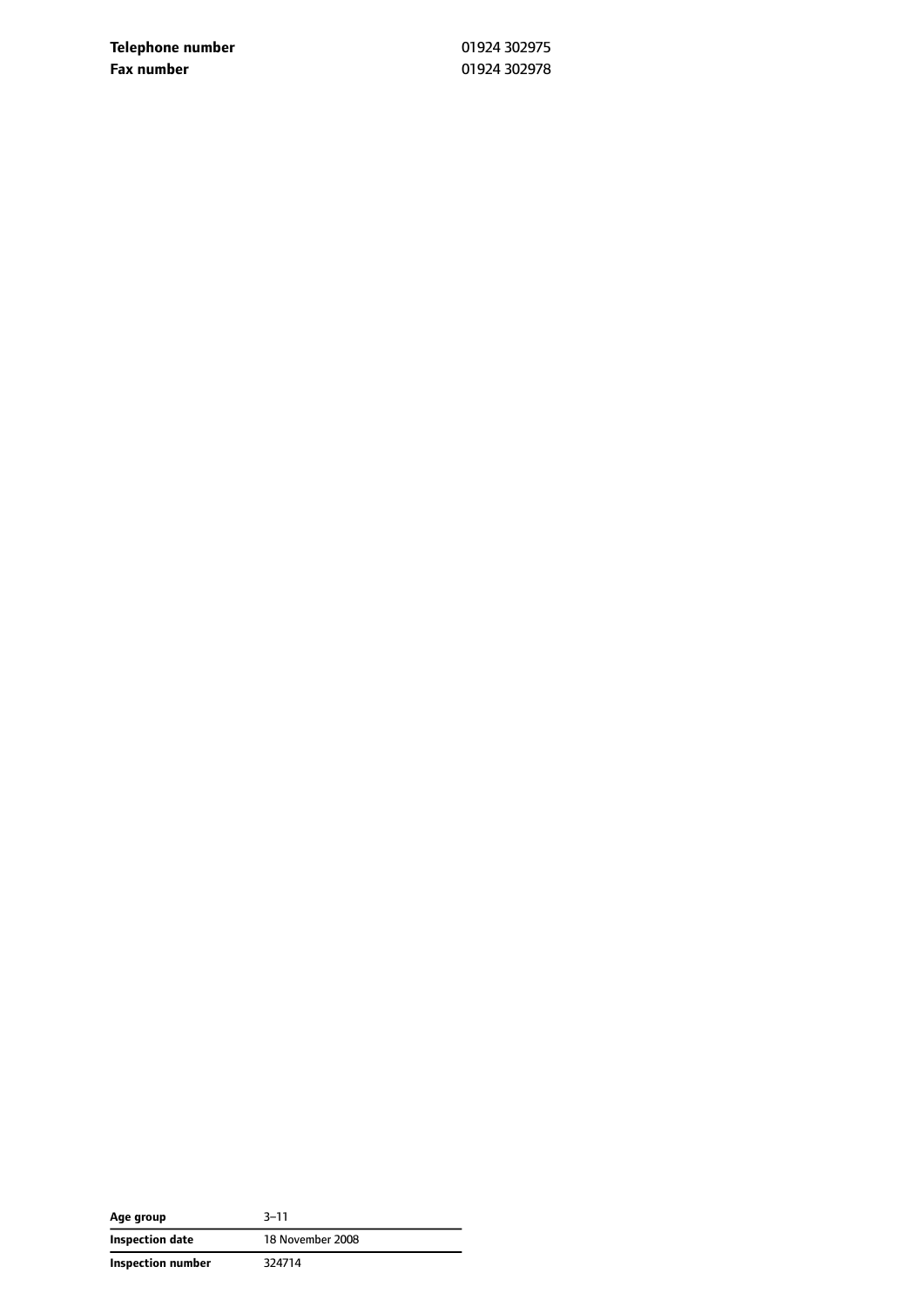| | |
|---|---|
| **Telephone number** | 01924 302975 |
| **Fax number** | 01924 302978 |

| | |
|---|---|
| **Age group** | 3–11 |
| **Inspection date** | 18 November 2008 |
| **Inspection number** | 324714 |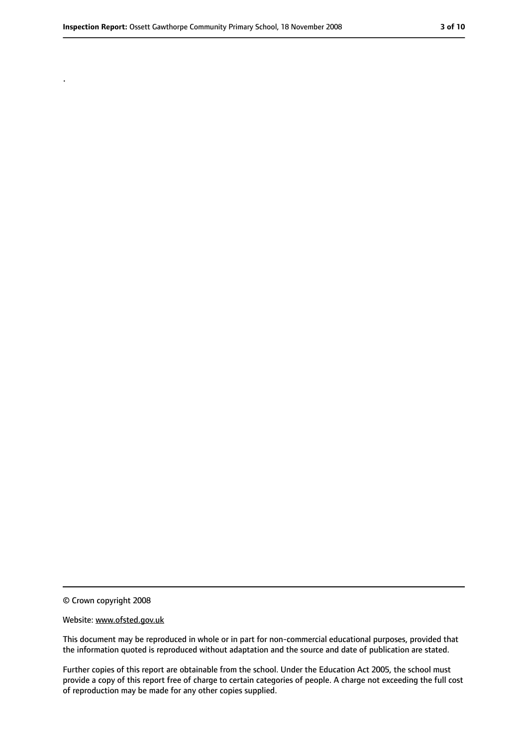.

© Crown copyright 2008

Website: www.ofsted.gov.uk

This document may be reproduced in whole or in part for non-commercial educational purposes, provided that the information quoted is reproduced without adaptation and the source and date of publication are stated.

Further copies of this report are obtainable from the school. Under the Education Act 2005, the school must provide a copy of this report free of charge to certain categories of people. A charge not exceeding the full cost of reproduction may be made for any other copies supplied.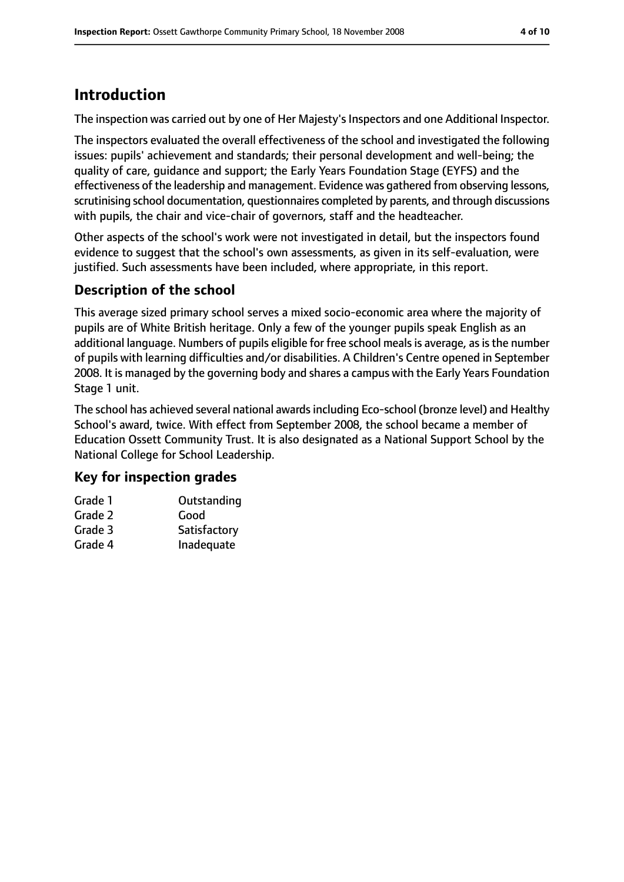# Introduction

The inspection was carried out by one of Her Majesty's Inspectors and one Additional Inspector.

The inspectors evaluated the overall effectiveness of the school and investigated the following issues: pupils' achievement and standards; their personal development and well-being; the quality of care, guidance and support; the Early Years Foundation Stage (EYFS) and the effectiveness of the leadership and management. Evidence was gathered from observing lessons, scrutinising school documentation, questionnaires completed by parents, and through discussions with pupils, the chair and vice-chair of governors, staff and the headteacher.

Other aspects of the school's work were not investigated in detail, but the inspectors found evidence to suggest that the school's own assessments, as given in its self-evaluation, were justified. Such assessments have been included, where appropriate, in this report.

## Description of the school

This average sized primary school serves a mixed socio-economic area where the majority of pupils are of White British heritage. Only a few of the younger pupils speak English as an additional language. Numbers of pupils eligible for free school meals is average, as is the number of pupils with learning difficulties and/or disabilities. A Children's Centre opened in September 2008. It is managed by the governing body and shares a campus with the Early Years Foundation Stage 1 unit.

The school has achieved several national awards including Eco-school (bronze level) and Healthy School's award, twice. With effect from September 2008, the school became a member of Education Ossett Community Trust. It is also designated as a National Support School by the National College for School Leadership.

## Key for inspection grades

| | |
|---|---|
| Grade 1 | Outstanding |
| Grade 2 | Good |
| Grade 3 | Satisfactory |
| Grade 4 | Inadequate |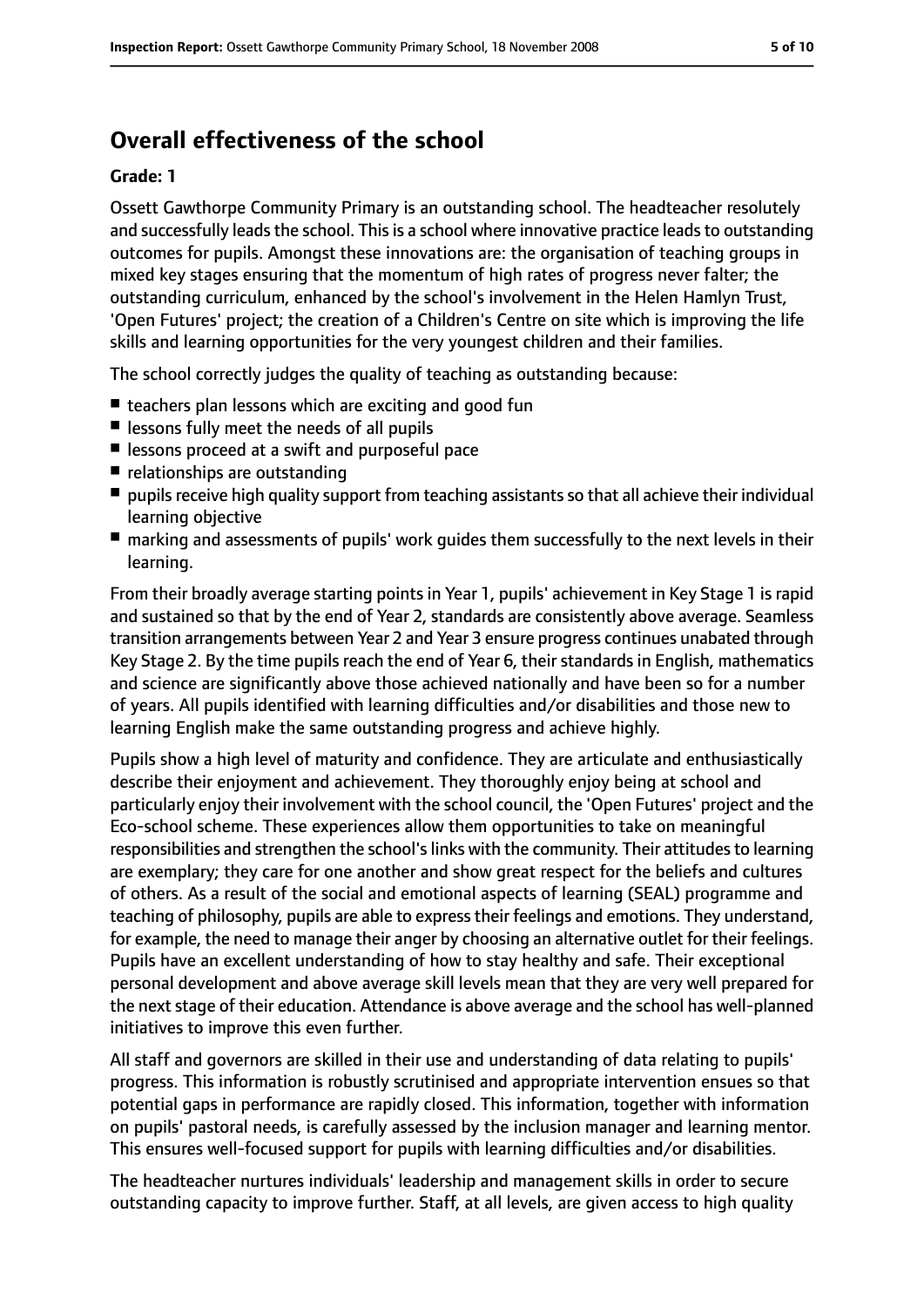## Overall effectiveness of the school

**Grade: 1**

Ossett Gawthorpe Community Primary is an outstanding school. The headteacher resolutely and successfully leads the school. This is a school where innovative practice leads to outstanding outcomes for pupils. Amongst these innovations are: the organisation of teaching groups in mixed key stages ensuring that the momentum of high rates of progress never falter; the outstanding curriculum, enhanced by the school's involvement in the Helen Hamlyn Trust, 'Open Futures' project; the creation of a Children's Centre on site which is improving the life skills and learning opportunities for the very youngest children and their families.

The school correctly judges the quality of teaching as outstanding because:

- teachers plan lessons which are exciting and good fun
- lessons fully meet the needs of all pupils
- lessons proceed at a swift and purposeful pace
- relationships are outstanding
- pupils receive high quality support from teaching assistants so that all achieve their individual learning objective
- marking and assessments of pupils' work guides them successfully to the next levels in their learning.

From their broadly average starting points in Year 1, pupils' achievement in Key Stage 1 is rapid and sustained so that by the end of Year 2, standards are consistently above average. Seamless transition arrangements between Year 2 and Year 3 ensure progress continues unabated through Key Stage 2. By the time pupils reach the end of Year 6, their standards in English, mathematics and science are significantly above those achieved nationally and have been so for a number of years. All pupils identified with learning difficulties and/or disabilities and those new to learning English make the same outstanding progress and achieve highly.

Pupils show a high level of maturity and confidence. They are articulate and enthusiastically describe their enjoyment and achievement. They thoroughly enjoy being at school and particularly enjoy their involvement with the school council, the 'Open Futures' project and the Eco-school scheme. These experiences allow them opportunities to take on meaningful responsibilities and strengthen the school's links with the community. Their attitudes to learning are exemplary; they care for one another and show great respect for the beliefs and cultures of others. As a result of the social and emotional aspects of learning (SEAL) programme and teaching of philosophy, pupils are able to express their feelings and emotions. They understand, for example, the need to manage their anger by choosing an alternative outlet for their feelings. Pupils have an excellent understanding of how to stay healthy and safe. Their exceptional personal development and above average skill levels mean that they are very well prepared for the next stage of their education. Attendance is above average and the school has well-planned initiatives to improve this even further.

All staff and governors are skilled in their use and understanding of data relating to pupils' progress. This information is robustly scrutinised and appropriate intervention ensues so that potential gaps in performance are rapidly closed. This information, together with information on pupils' pastoral needs, is carefully assessed by the inclusion manager and learning mentor. This ensures well-focused support for pupils with learning difficulties and/or disabilities.

The headteacher nurtures individuals' leadership and management skills in order to secure outstanding capacity to improve further. Staff, at all levels, are given access to high quality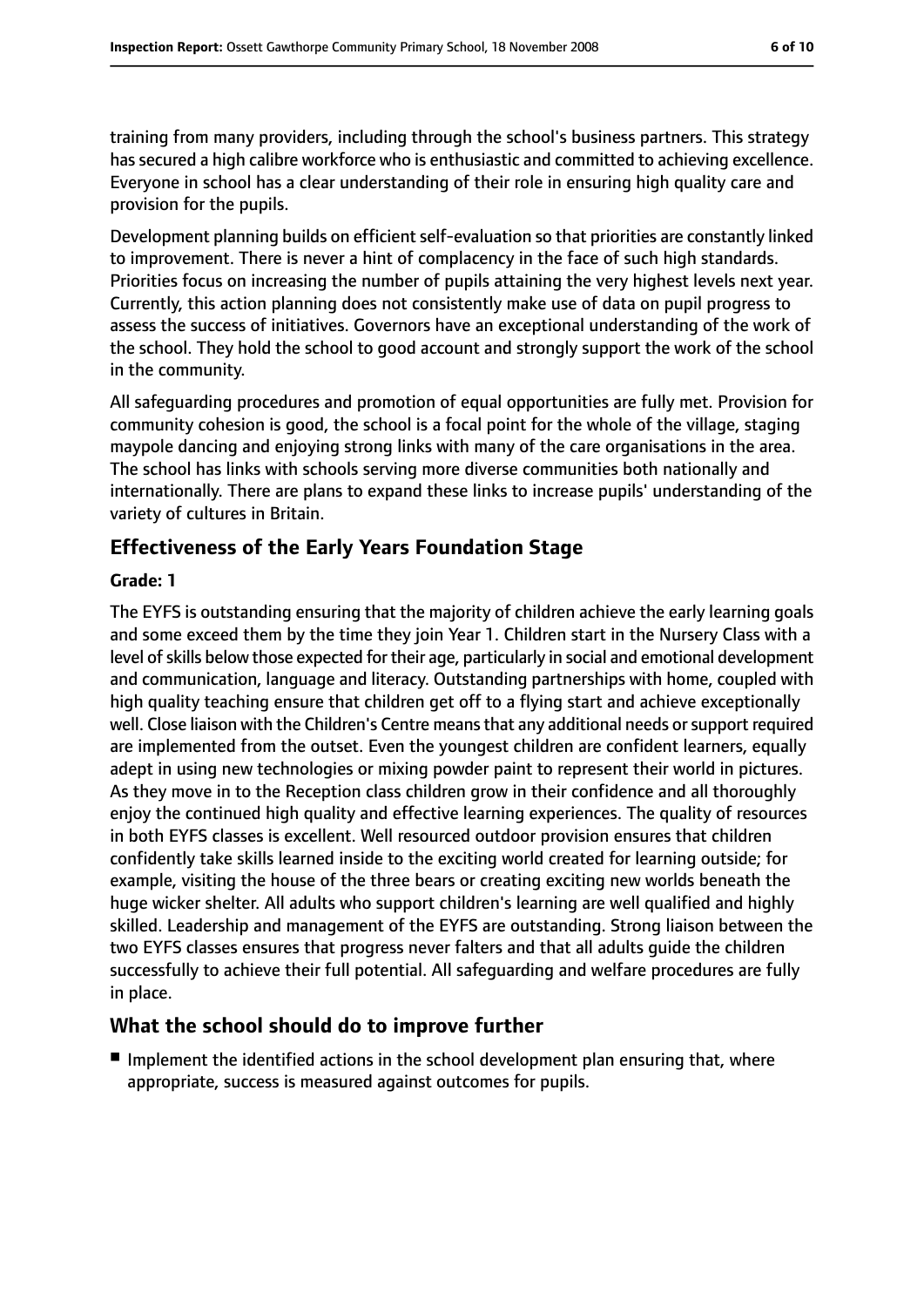training from many providers, including through the school's business partners. This strategy has secured a high calibre workforce who is enthusiastic and committed to achieving excellence. Everyone in school has a clear understanding of their role in ensuring high quality care and provision for the pupils.

Development planning builds on efficient self-evaluation so that priorities are constantly linked to improvement. There is never a hint of complacency in the face of such high standards. Priorities focus on increasing the number of pupils attaining the very highest levels next year. Currently, this action planning does not consistently make use of data on pupil progress to assess the success of initiatives. Governors have an exceptional understanding of the work of the school. They hold the school to good account and strongly support the work of the school in the community.

All safeguarding procedures and promotion of equal opportunities are fully met. Provision for community cohesion is good, the school is a focal point for the whole of the village, staging maypole dancing and enjoying strong links with many of the care organisations in the area. The school has links with schools serving more diverse communities both nationally and internationally. There are plans to expand these links to increase pupils' understanding of the variety of cultures in Britain.

## Effectiveness of the Early Years Foundation Stage

**Grade: 1**

The EYFS is outstanding ensuring that the majority of children achieve the early learning goals and some exceed them by the time they join Year 1. Children start in the Nursery Class with a level of skills below those expected for their age, particularly in social and emotional development and communication, language and literacy. Outstanding partnerships with home, coupled with high quality teaching ensure that children get off to a flying start and achieve exceptionally well. Close liaison with the Children's Centre means that any additional needs or support required are implemented from the outset. Even the youngest children are confident learners, equally adept in using new technologies or mixing powder paint to represent their world in pictures. As they move in to the Reception class children grow in their confidence and all thoroughly enjoy the continued high quality and effective learning experiences. The quality of resources in both EYFS classes is excellent. Well resourced outdoor provision ensures that children confidently take skills learned inside to the exciting world created for learning outside; for example, visiting the house of the three bears or creating exciting new worlds beneath the huge wicker shelter. All adults who support children's learning are well qualified and highly skilled. Leadership and management of the EYFS are outstanding. Strong liaison between the two EYFS classes ensures that progress never falters and that all adults guide the children successfully to achieve their full potential. All safeguarding and welfare procedures are fully in place.

## What the school should do to improve further

- Implement the identified actions in the school development plan ensuring that, where appropriate, success is measured against outcomes for pupils.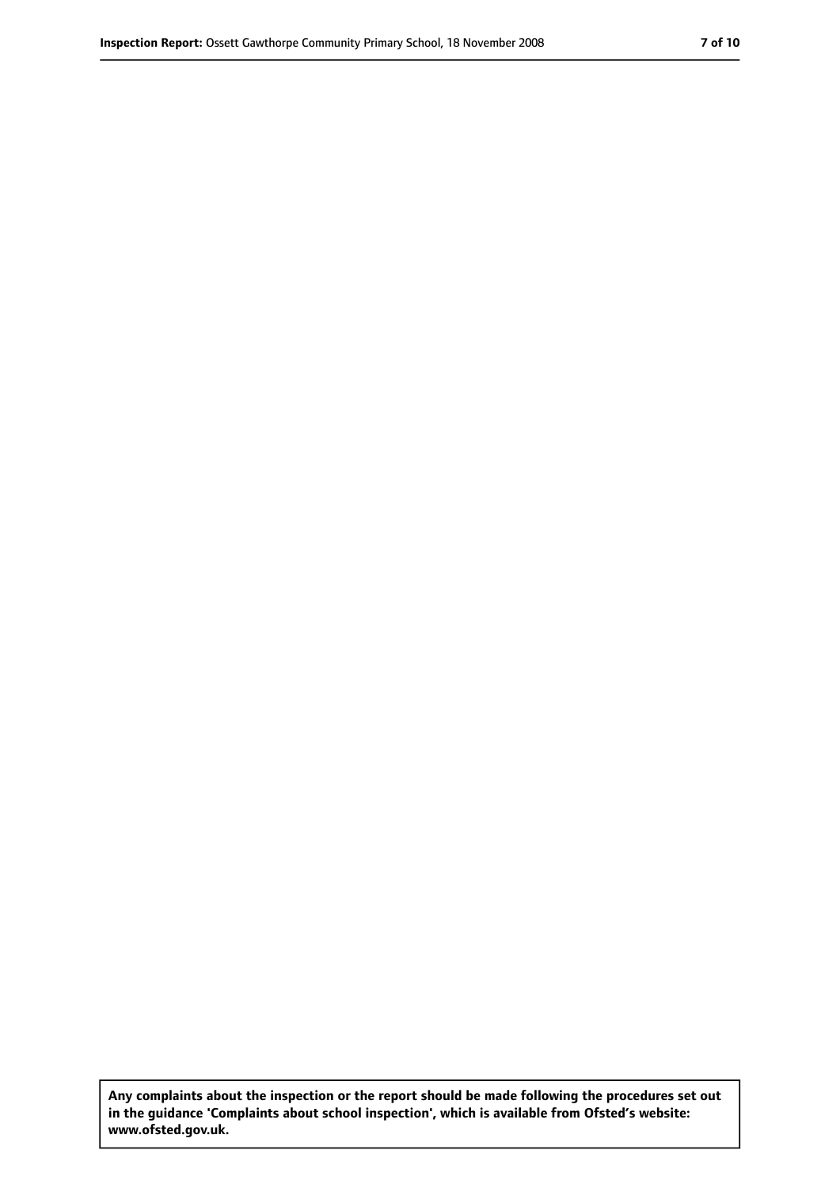**Any complaints about the inspection or the report should be made following the procedures set out in the guidance 'Complaints about school inspection', which is available from Ofsted's website: www.ofsted.gov.uk.**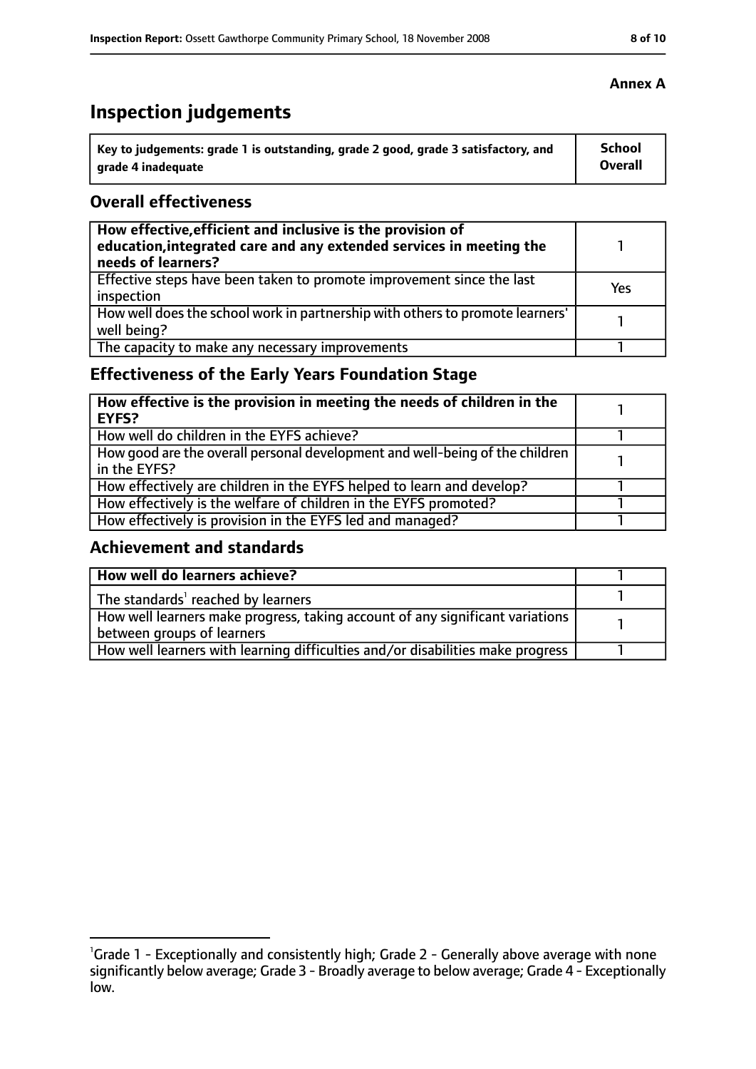**Annex A**

# Inspection judgements

| Key to judgements: grade 1 is outstanding, grade 2 good, grade 3 satisfactory, and grade 4 inadequate | School Overall |
| --- | --- |

## Overall effectiveness

| | |
| --- | --- |
| **How effective, efficient and inclusive is the provision of education, integrated care and any extended services in meeting the needs of learners?** | 1 |
| Effective steps have been taken to promote improvement since the last inspection | Yes |
| How well does the school work in partnership with others to promote learners' well being? | 1 |
| The capacity to make any necessary improvements | 1 |

## Effectiveness of the Early Years Foundation Stage

| | |
| --- | --- |
| **How effective is the provision in meeting the needs of children in the EYFS?** | 1 |
| How well do children in the EYFS achieve? | 1 |
| How good are the overall personal development and well-being of the children in the EYFS? | 1 |
| How effectively are children in the EYFS helped to learn and develop? | 1 |
| How effectively is the welfare of children in the EYFS promoted? | 1 |
| How effectively is provision in the EYFS led and managed? | 1 |

## Achievement and standards

| | |
| --- | --- |
| **How well do learners achieve?** | 1 |
| The standards[1] reached by learners | 1 |
| How well learners make progress, taking account of any significant variations between groups of learners | 1 |
| How well learners with learning difficulties and/or disabilities make progress | 1 |

[1]Grade 1 - Exceptionally and consistently high; Grade 2 - Generally above average with none significantly below average; Grade 3 - Broadly average to below average; Grade 4 - Exceptionally low.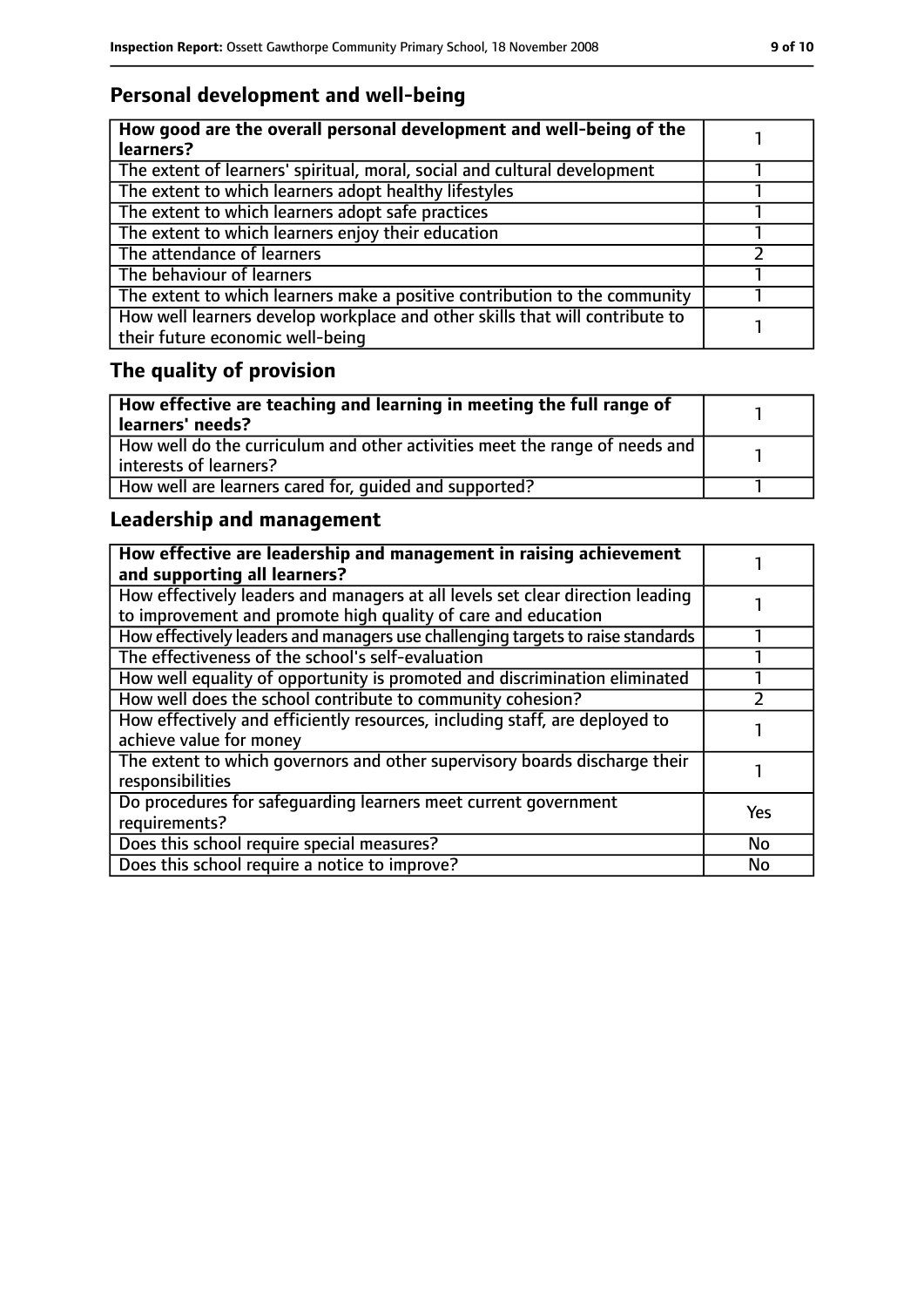## Personal development and well-being

| How good are the overall personal development and well-being of the learners? | 1 |
|---|---|
| The extent of learners' spiritual, moral, social and cultural development | 1 |
| The extent to which learners adopt healthy lifestyles | 1 |
| The extent to which learners adopt safe practices | 1 |
| The extent to which learners enjoy their education | 1 |
| The attendance of learners | 2 |
| The behaviour of learners | 1 |
| The extent to which learners make a positive contribution to the community | 1 |
| How well learners develop workplace and other skills that will contribute to their future economic well-being | 1 |

## The quality of provision

| How effective are teaching and learning in meeting the full range of learners' needs? | 1 |
|---|---|
| How well do the curriculum and other activities meet the range of needs and interests of learners? | 1 |
| How well are learners cared for, guided and supported? | 1 |

## Leadership and management

| How effective are leadership and management in raising achievement and supporting all learners? | 1 |
|---|---|
| How effectively leaders and managers at all levels set clear direction leading to improvement and promote high quality of care and education | 1 |
| How effectively leaders and managers use challenging targets to raise standards | 1 |
| The effectiveness of the school's self-evaluation | 1 |
| How well equality of opportunity is promoted and discrimination eliminated | 1 |
| How well does the school contribute to community cohesion? | 2 |
| How effectively and efficiently resources, including staff, are deployed to achieve value for money | 1 |
| The extent to which governors and other supervisory boards discharge their responsibilities | 1 |
| Do procedures for safeguarding learners meet current government requirements? | Yes |
| Does this school require special measures? | No |
| Does this school require a notice to improve? | No |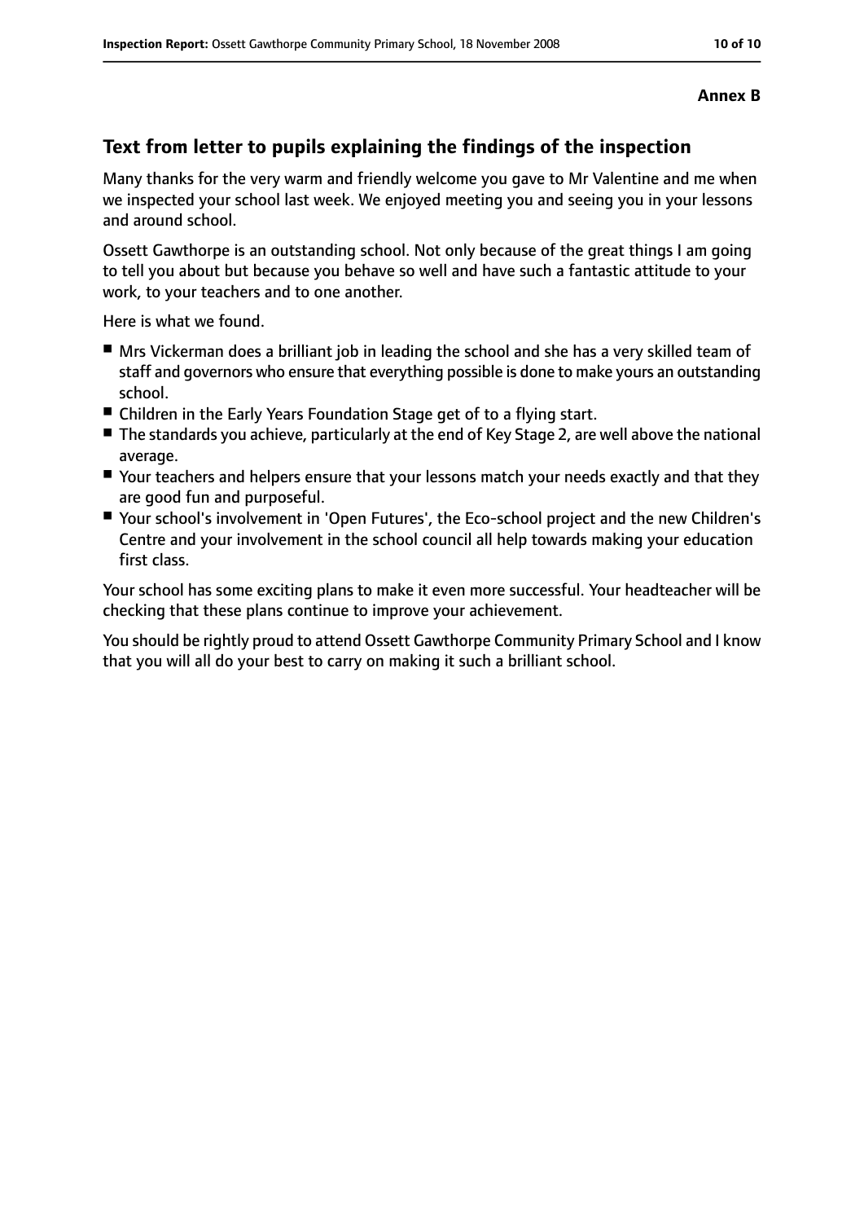**Annex B**

## Text from letter to pupils explaining the findings of the inspection

Many thanks for the very warm and friendly welcome you gave to Mr Valentine and me when we inspected your school last week. We enjoyed meeting you and seeing you in your lessons and around school.

Ossett Gawthorpe is an outstanding school. Not only because of the great things I am going to tell you about but because you behave so well and have such a fantastic attitude to your work, to your teachers and to one another.

Here is what we found.

- Mrs Vickerman does a brilliant job in leading the school and she has a very skilled team of staff and governors who ensure that everything possible is done to make yours an outstanding school.
- Children in the Early Years Foundation Stage get of to a flying start.
- The standards you achieve, particularly at the end of Key Stage 2, are well above the national average.
- Your teachers and helpers ensure that your lessons match your needs exactly and that they are good fun and purposeful.
- Your school's involvement in 'Open Futures', the Eco-school project and the new Children's Centre and your involvement in the school council all help towards making your education first class.

Your school has some exciting plans to make it even more successful. Your headteacher will be checking that these plans continue to improve your achievement.

You should be rightly proud to attend Ossett Gawthorpe Community Primary School and I know that you will all do your best to carry on making it such a brilliant school.